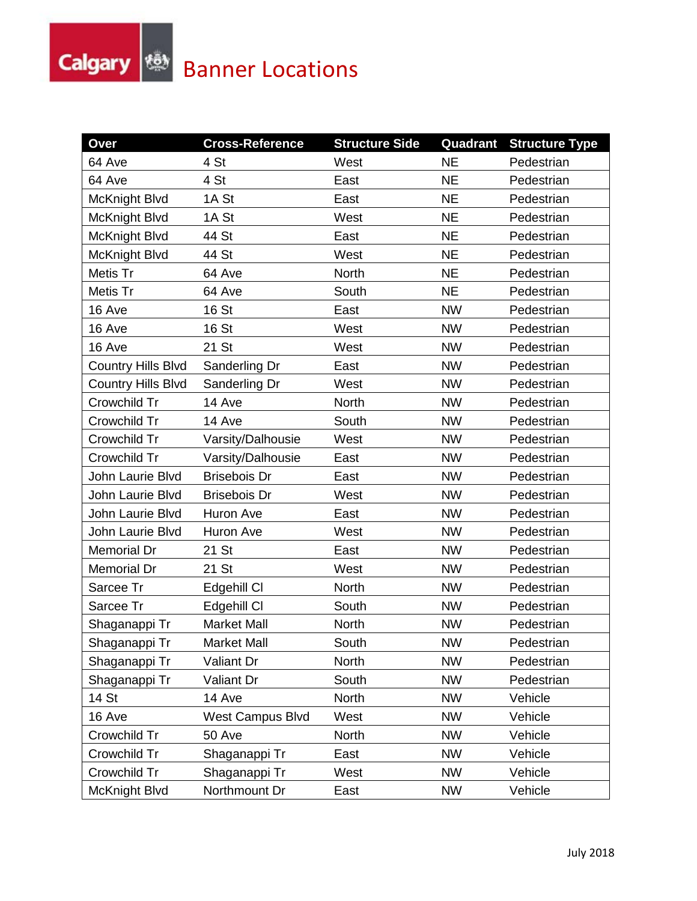# Banner Locations

| Over | Cross-Reference | Structure Side | Quadrant | Structure Type |
| --- | --- | --- | --- | --- |
| 64 Ave | 4 St | West | NE | Pedestrian |
| 64 Ave | 4 St | East | NE | Pedestrian |
| McKnight Blvd | 1A St | East | NE | Pedestrian |
| McKnight Blvd | 1A St | West | NE | Pedestrian |
| McKnight Blvd | 44 St | East | NE | Pedestrian |
| McKnight Blvd | 44 St | West | NE | Pedestrian |
| Metis Tr | 64 Ave | North | NE | Pedestrian |
| Metis Tr | 64 Ave | South | NE | Pedestrian |
| 16 Ave | 16 St | East | NW | Pedestrian |
| 16 Ave | 16 St | West | NW | Pedestrian |
| 16 Ave | 21 St | West | NW | Pedestrian |
| Country Hills Blvd | Sanderling Dr | East | NW | Pedestrian |
| Country Hills Blvd | Sanderling Dr | West | NW | Pedestrian |
| Crowchild Tr | 14 Ave | North | NW | Pedestrian |
| Crowchild Tr | 14 Ave | South | NW | Pedestrian |
| Crowchild Tr | Varsity/Dalhousie | West | NW | Pedestrian |
| Crowchild Tr | Varsity/Dalhousie | East | NW | Pedestrian |
| John Laurie Blvd | Brisebois Dr | East | NW | Pedestrian |
| John Laurie Blvd | Brisebois Dr | West | NW | Pedestrian |
| John Laurie Blvd | Huron Ave | East | NW | Pedestrian |
| John Laurie Blvd | Huron Ave | West | NW | Pedestrian |
| Memorial Dr | 21 St | East | NW | Pedestrian |
| Memorial Dr | 21 St | West | NW | Pedestrian |
| Sarcee Tr | Edgehill Cl | North | NW | Pedestrian |
| Sarcee Tr | Edgehill Cl | South | NW | Pedestrian |
| Shaganappi Tr | Market Mall | North | NW | Pedestrian |
| Shaganappi Tr | Market Mall | South | NW | Pedestrian |
| Shaganappi Tr | Valiant Dr | North | NW | Pedestrian |
| Shaganappi Tr | Valiant Dr | South | NW | Pedestrian |
| 14 St | 14 Ave | North | NW | Vehicle |
| 16 Ave | West Campus Blvd | West | NW | Vehicle |
| Crowchild Tr | 50 Ave | North | NW | Vehicle |
| Crowchild Tr | Shaganappi Tr | East | NW | Vehicle |
| Crowchild Tr | Shaganappi Tr | West | NW | Vehicle |
| McKnight Blvd | Northmount Dr | East | NW | Vehicle |

July 2018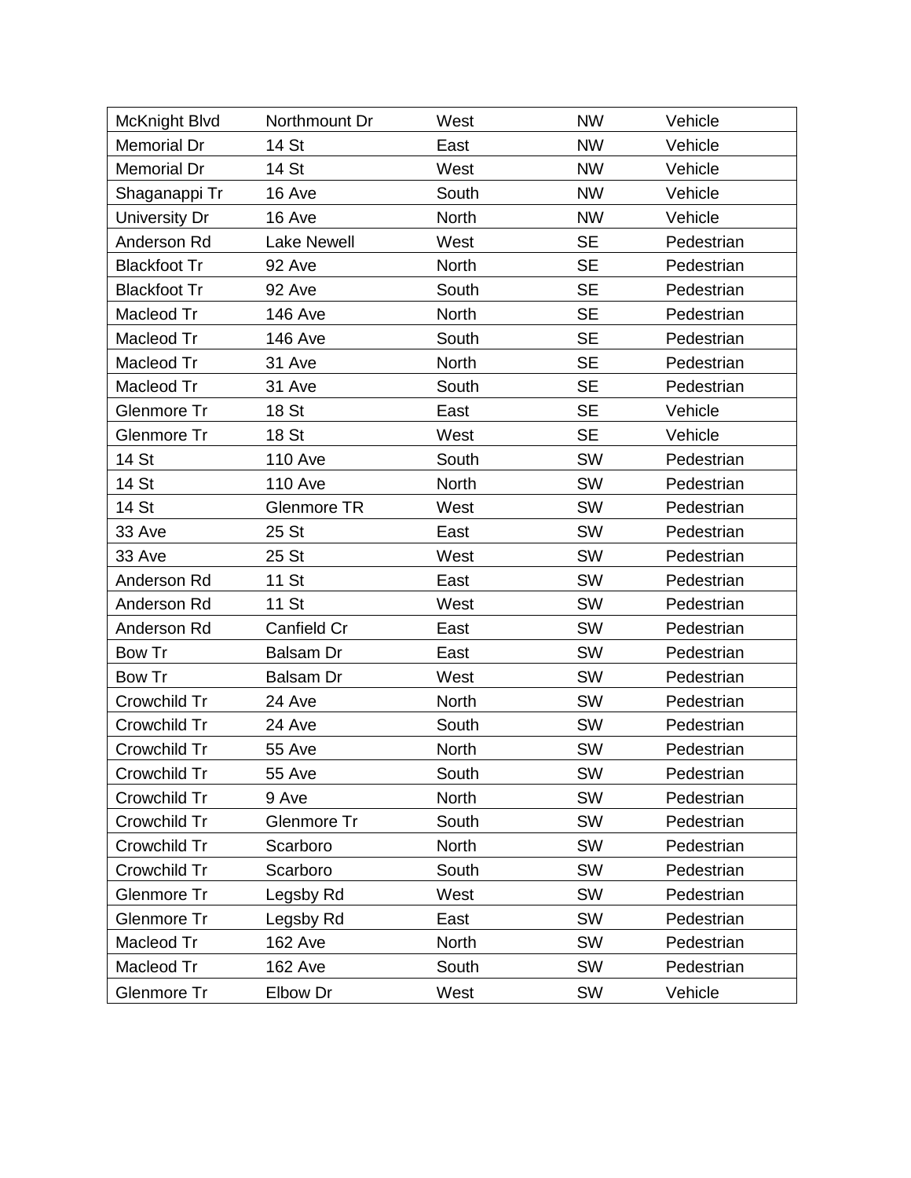| | | | | |
|---|---|---|---|---|
| McKnight Blvd | Northmount Dr | West | NW | Vehicle |
| Memorial Dr | 14 St | East | NW | Vehicle |
| Memorial Dr | 14 St | West | NW | Vehicle |
| Shaganappi Tr | 16 Ave | South | NW | Vehicle |
| University Dr | 16 Ave | North | NW | Vehicle |
| Anderson Rd | Lake Newell | West | SE | Pedestrian |
| Blackfoot Tr | 92 Ave | North | SE | Pedestrian |
| Blackfoot Tr | 92 Ave | South | SE | Pedestrian |
| Macleod Tr | 146 Ave | North | SE | Pedestrian |
| Macleod Tr | 146 Ave | South | SE | Pedestrian |
| Macleod Tr | 31 Ave | North | SE | Pedestrian |
| Macleod Tr | 31 Ave | South | SE | Pedestrian |
| Glenmore Tr | 18 St | East | SE | Vehicle |
| Glenmore Tr | 18 St | West | SE | Vehicle |
| 14 St | 110 Ave | South | SW | Pedestrian |
| 14 St | 110 Ave | North | SW | Pedestrian |
| 14 St | Glenmore TR | West | SW | Pedestrian |
| 33 Ave | 25 St | East | SW | Pedestrian |
| 33 Ave | 25 St | West | SW | Pedestrian |
| Anderson Rd | 11 St | East | SW | Pedestrian |
| Anderson Rd | 11 St | West | SW | Pedestrian |
| Anderson Rd | Canfield Cr | East | SW | Pedestrian |
| Bow Tr | Balsam Dr | East | SW | Pedestrian |
| Bow Tr | Balsam Dr | West | SW | Pedestrian |
| Crowchild Tr | 24 Ave | North | SW | Pedestrian |
| Crowchild Tr | 24 Ave | South | SW | Pedestrian |
| Crowchild Tr | 55 Ave | North | SW | Pedestrian |
| Crowchild Tr | 55 Ave | South | SW | Pedestrian |
| Crowchild Tr | 9 Ave | North | SW | Pedestrian |
| Crowchild Tr | Glenmore Tr | South | SW | Pedestrian |
| Crowchild Tr | Scarboro | North | SW | Pedestrian |
| Crowchild Tr | Scarboro | South | SW | Pedestrian |
| Glenmore Tr | Legsby Rd | West | SW | Pedestrian |
| Glenmore Tr | Legsby Rd | East | SW | Pedestrian |
| Macleod Tr | 162 Ave | North | SW | Pedestrian |
| Macleod Tr | 162 Ave | South | SW | Pedestrian |
| Glenmore Tr | Elbow Dr | West | SW | Vehicle |